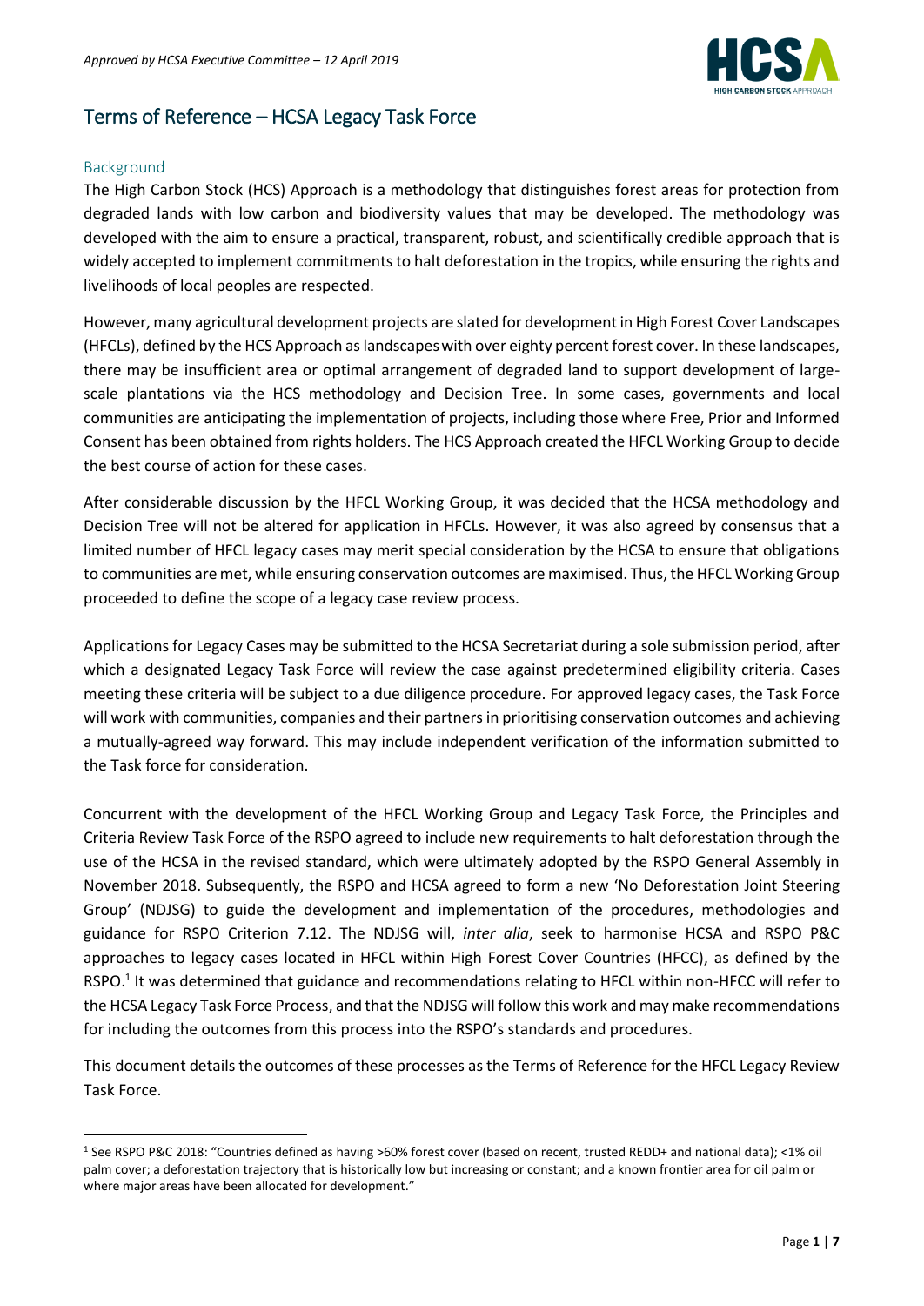*Approved by HCSA Executive Committee – 12 April 2019*

# Terms of Reference – HCSA Legacy Task Force

## Background

The High Carbon Stock (HCS) Approach is a methodology that distinguishes forest areas for protection from degraded lands with low carbon and biodiversity values that may be developed. The methodology was developed with the aim to ensure a practical, transparent, robust, and scientifically credible approach that is widely accepted to implement commitments to halt deforestation in the tropics, while ensuring the rights and livelihoods of local peoples are respected.

However, many agricultural development projects are slated for development in High Forest Cover Landscapes (HFCLs), defined by the HCS Approach as landscapes with over eighty percent forest cover. In these landscapes, there may be insufficient area or optimal arrangement of degraded land to support development of large-scale plantations via the HCS methodology and Decision Tree. In some cases, governments and local communities are anticipating the implementation of projects, including those where Free, Prior and Informed Consent has been obtained from rights holders. The HCS Approach created the HFCL Working Group to decide the best course of action for these cases.

After considerable discussion by the HFCL Working Group, it was decided that the HCSA methodology and Decision Tree will not be altered for application in HFCLs. However, it was also agreed by consensus that a limited number of HFCL legacy cases may merit special consideration by the HCSA to ensure that obligations to communities are met, while ensuring conservation outcomes are maximised. Thus, the HFCL Working Group proceeded to define the scope of a legacy case review process.

Applications for Legacy Cases may be submitted to the HCSA Secretariat during a sole submission period, after which a designated Legacy Task Force will review the case against predetermined eligibility criteria. Cases meeting these criteria will be subject to a due diligence procedure. For approved legacy cases, the Task Force will work with communities, companies and their partners in prioritising conservation outcomes and achieving a mutually-agreed way forward. This may include independent verification of the information submitted to the Task force for consideration.

Concurrent with the development of the HFCL Working Group and Legacy Task Force, the Principles and Criteria Review Task Force of the RSPO agreed to include new requirements to halt deforestation through the use of the HCSA in the revised standard, which were ultimately adopted by the RSPO General Assembly in November 2018. Subsequently, the RSPO and HCSA agreed to form a new 'No Deforestation Joint Steering Group' (NDJSG) to guide the development and implementation of the procedures, methodologies and guidance for RSPO Criterion 7.12. The NDJSG will, *inter alia*, seek to harmonise HCSA and RSPO P&C approaches to legacy cases located in HFCL within High Forest Cover Countries (HFCC), as defined by the RSPO.[1] It was determined that guidance and recommendations relating to HFCL within non-HFCC will refer to the HCSA Legacy Task Force Process, and that the NDJSG will follow this work and may make recommendations for including the outcomes from this process into the RSPO's standards and procedures.

This document details the outcomes of these processes as the Terms of Reference for the HFCL Legacy Review Task Force.

---

[1] See RSPO P&C 2018: "Countries defined as having >60% forest cover (based on recent, trusted REDD+ and national data); <1% oil palm cover; a deforestation trajectory that is historically low but increasing or constant; and a known frontier area for oil palm or where major areas have been allocated for development."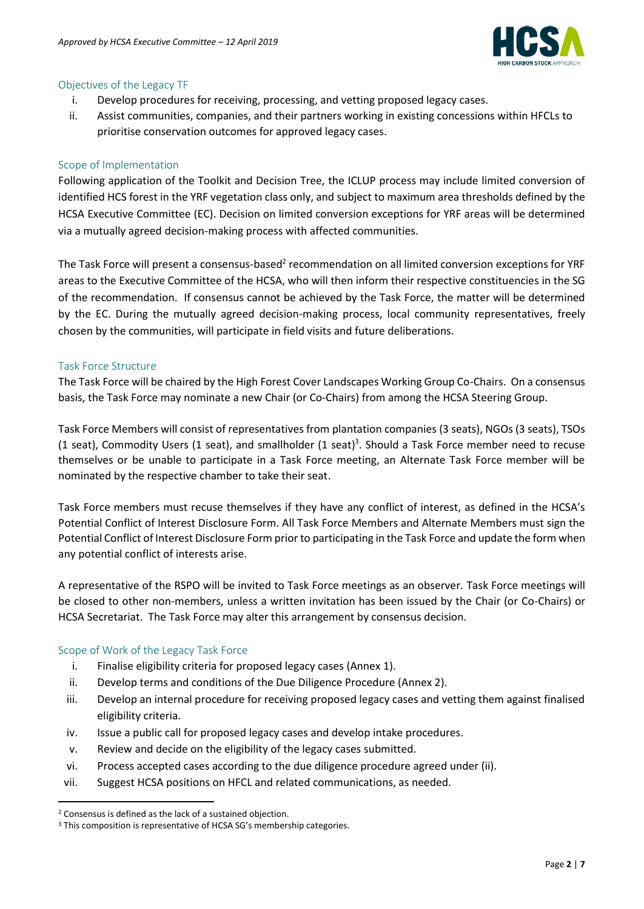## Objectives of the Legacy TF

i. Develop procedures for receiving, processing, and vetting proposed legacy cases.
ii. Assist communities, companies, and their partners working in existing concessions within HFCLs to prioritise conservation outcomes for approved legacy cases.

## Scope of Implementation

Following application of the Toolkit and Decision Tree, the ICLUP process may include limited conversion of identified HCS forest in the YRF vegetation class only, and subject to maximum area thresholds defined by the HCSA Executive Committee (EC). Decision on limited conversion exceptions for YRF areas will be determined via a mutually agreed decision-making process with affected communities.

The Task Force will present a consensus-based[2] recommendation on all limited conversion exceptions for YRF areas to the Executive Committee of the HCSA, who will then inform their respective constituencies in the SG of the recommendation. If consensus cannot be achieved by the Task Force, the matter will be determined by the EC. During the mutually agreed decision-making process, local community representatives, freely chosen by the communities, will participate in field visits and future deliberations.

## Task Force Structure

The Task Force will be chaired by the High Forest Cover Landscapes Working Group Co-Chairs. On a consensus basis, the Task Force may nominate a new Chair (or Co-Chairs) from among the HCSA Steering Group.

Task Force Members will consist of representatives from plantation companies (3 seats), NGOs (3 seats), TSOs (1 seat), Commodity Users (1 seat), and smallholder (1 seat)[3]. Should a Task Force member need to recuse themselves or be unable to participate in a Task Force meeting, an Alternate Task Force member will be nominated by the respective chamber to take their seat.

Task Force members must recuse themselves if they have any conflict of interest, as defined in the HCSA's Potential Conflict of Interest Disclosure Form. All Task Force Members and Alternate Members must sign the Potential Conflict of Interest Disclosure Form prior to participating in the Task Force and update the form when any potential conflict of interests arise.

A representative of the RSPO will be invited to Task Force meetings as an observer. Task Force meetings will be closed to other non-members, unless a written invitation has been issued by the Chair (or Co-Chairs) or HCSA Secretariat. The Task Force may alter this arrangement by consensus decision.

## Scope of Work of the Legacy Task Force

i. Finalise eligibility criteria for proposed legacy cases (Annex 1).
ii. Develop terms and conditions of the Due Diligence Procedure (Annex 2).
iii. Develop an internal procedure for receiving proposed legacy cases and vetting them against finalised eligibility criteria.
iv. Issue a public call for proposed legacy cases and develop intake procedures.
v. Review and decide on the eligibility of the legacy cases submitted.
vi. Process accepted cases according to the due diligence procedure agreed under (ii).
vii. Suggest HCSA positions on HFCL and related communications, as needed.

[2] Consensus is defined as the lack of a sustained objection.

[3] This composition is representative of HCSA SG's membership categories.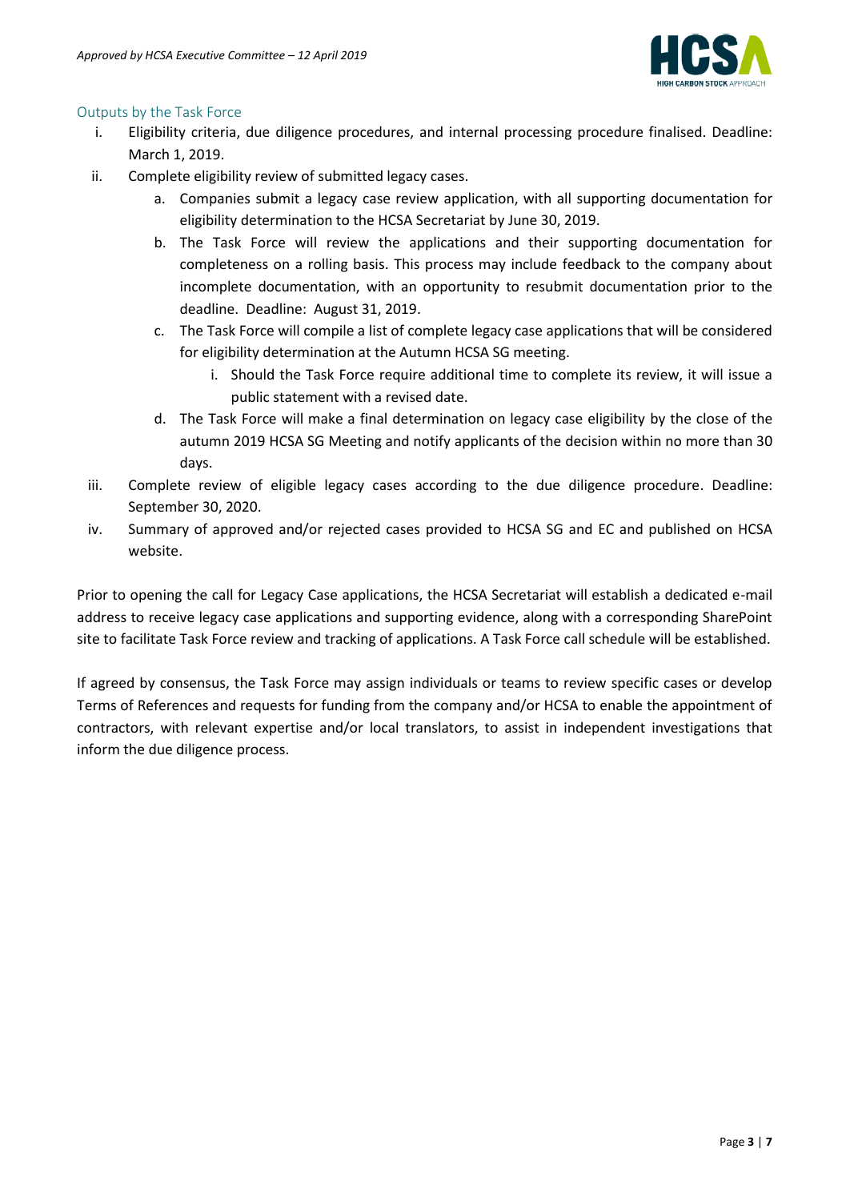### Outputs by the Task Force

i. Eligibility criteria, due diligence procedures, and internal processing procedure finalised. Deadline: March 1, 2019.

ii. Complete eligibility review of submitted legacy cases.
   a. Companies submit a legacy case review application, with all supporting documentation for eligibility determination to the HCSA Secretariat by June 30, 2019.
   b. The Task Force will review the applications and their supporting documentation for completeness on a rolling basis. This process may include feedback to the company about incomplete documentation, with an opportunity to resubmit documentation prior to the deadline. Deadline: August 31, 2019.
   c. The Task Force will compile a list of complete legacy case applications that will be considered for eligibility determination at the Autumn HCSA SG meeting.
      i. Should the Task Force require additional time to complete its review, it will issue a public statement with a revised date.
   d. The Task Force will make a final determination on legacy case eligibility by the close of the autumn 2019 HCSA SG Meeting and notify applicants of the decision within no more than 30 days.

iii. Complete review of eligible legacy cases according to the due diligence procedure. Deadline: September 30, 2020.

iv. Summary of approved and/or rejected cases provided to HCSA SG and EC and published on HCSA website.

Prior to opening the call for Legacy Case applications, the HCSA Secretariat will establish a dedicated e-mail address to receive legacy case applications and supporting evidence, along with a corresponding SharePoint site to facilitate Task Force review and tracking of applications. A Task Force call schedule will be established.

If agreed by consensus, the Task Force may assign individuals or teams to review specific cases or develop Terms of References and requests for funding from the company and/or HCSA to enable the appointment of contractors, with relevant expertise and/or local translators, to assist in independent investigations that inform the due diligence process.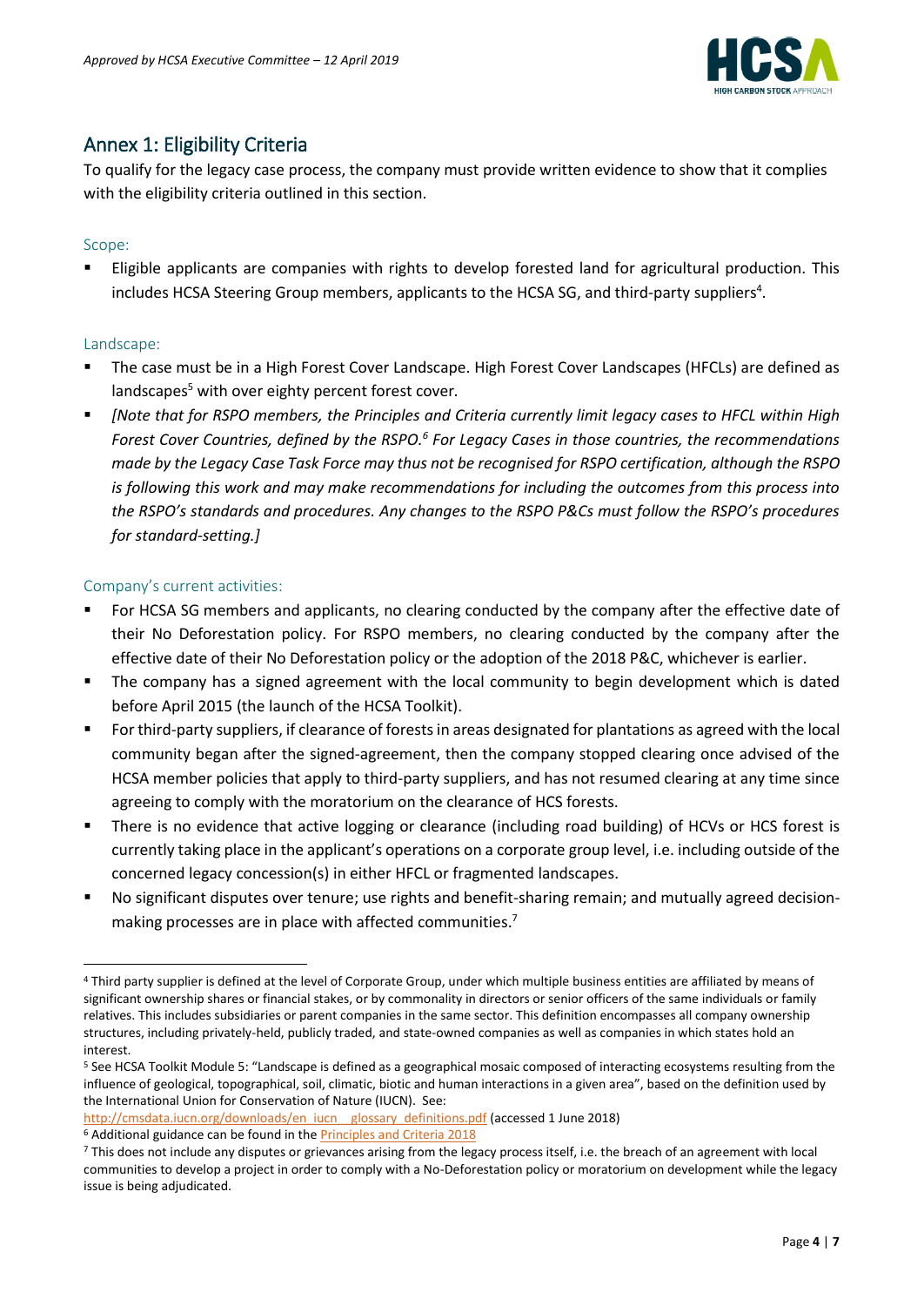## Annex 1: Eligibility Criteria

To qualify for the legacy case process, the company must provide written evidence to show that it complies with the eligibility criteria outlined in this section.

### Scope:

- Eligible applicants are companies with rights to develop forested land for agricultural production. This includes HCSA Steering Group members, applicants to the HCSA SG, and third-party suppliers[4].

### Landscape:

- The case must be in a High Forest Cover Landscape. High Forest Cover Landscapes (HFCLs) are defined as landscapes[5] with over eighty percent forest cover.
- *[Note that for RSPO members, the Principles and Criteria currently limit legacy cases to HFCL within High Forest Cover Countries, defined by the RSPO.[6] For Legacy Cases in those countries, the recommendations made by the Legacy Case Task Force may thus not be recognised for RSPO certification, although the RSPO is following this work and may make recommendations for including the outcomes from this process into the RSPO's standards and procedures. Any changes to the RSPO P&Cs must follow the RSPO's procedures for standard-setting.]*

### Company's current activities:

- For HCSA SG members and applicants, no clearing conducted by the company after the effective date of their No Deforestation policy. For RSPO members, no clearing conducted by the company after the effective date of their No Deforestation policy or the adoption of the 2018 P&C, whichever is earlier.
- The company has a signed agreement with the local community to begin development which is dated before April 2015 (the launch of the HCSA Toolkit).
- For third-party suppliers, if clearance of forests in areas designated for plantations as agreed with the local community began after the signed-agreement, then the company stopped clearing once advised of the HCSA member policies that apply to third-party suppliers, and has not resumed clearing at any time since agreeing to comply with the moratorium on the clearance of HCS forests.
- There is no evidence that active logging or clearance (including road building) of HCVs or HCS forest is currently taking place in the applicant's operations on a corporate group level, i.e. including outside of the concerned legacy concession(s) in either HFCL or fragmented landscapes.
- No significant disputes over tenure; use rights and benefit-sharing remain; and mutually agreed decision-making processes are in place with affected communities.[7]

---

[4] Third party supplier is defined at the level of Corporate Group, under which multiple business entities are affiliated by means of significant ownership shares or financial stakes, or by commonality in directors or senior officers of the same individuals or family relatives. This includes subsidiaries or parent companies in the same sector. This definition encompasses all company ownership structures, including privately-held, publicly traded, and state-owned companies as well as companies in which states hold an interest.

[5] See HCSA Toolkit Module 5: "Landscape is defined as a geographical mosaic composed of interacting ecosystems resulting from the influence of geological, topographical, soil, climatic, biotic and human interactions in a given area", based on the definition used by the International Union for Conservation of Nature (IUCN). See: http://cmsdata.iucn.org/downloads/en_iucn__glossary_definitions.pdf (accessed 1 June 2018)

[6] Additional guidance can be found in the Principles and Criteria 2018

[7] This does not include any disputes or grievances arising from the legacy process itself, i.e. the breach of an agreement with local communities to develop a project in order to comply with a No-Deforestation policy or moratorium on development while the legacy issue is being adjudicated.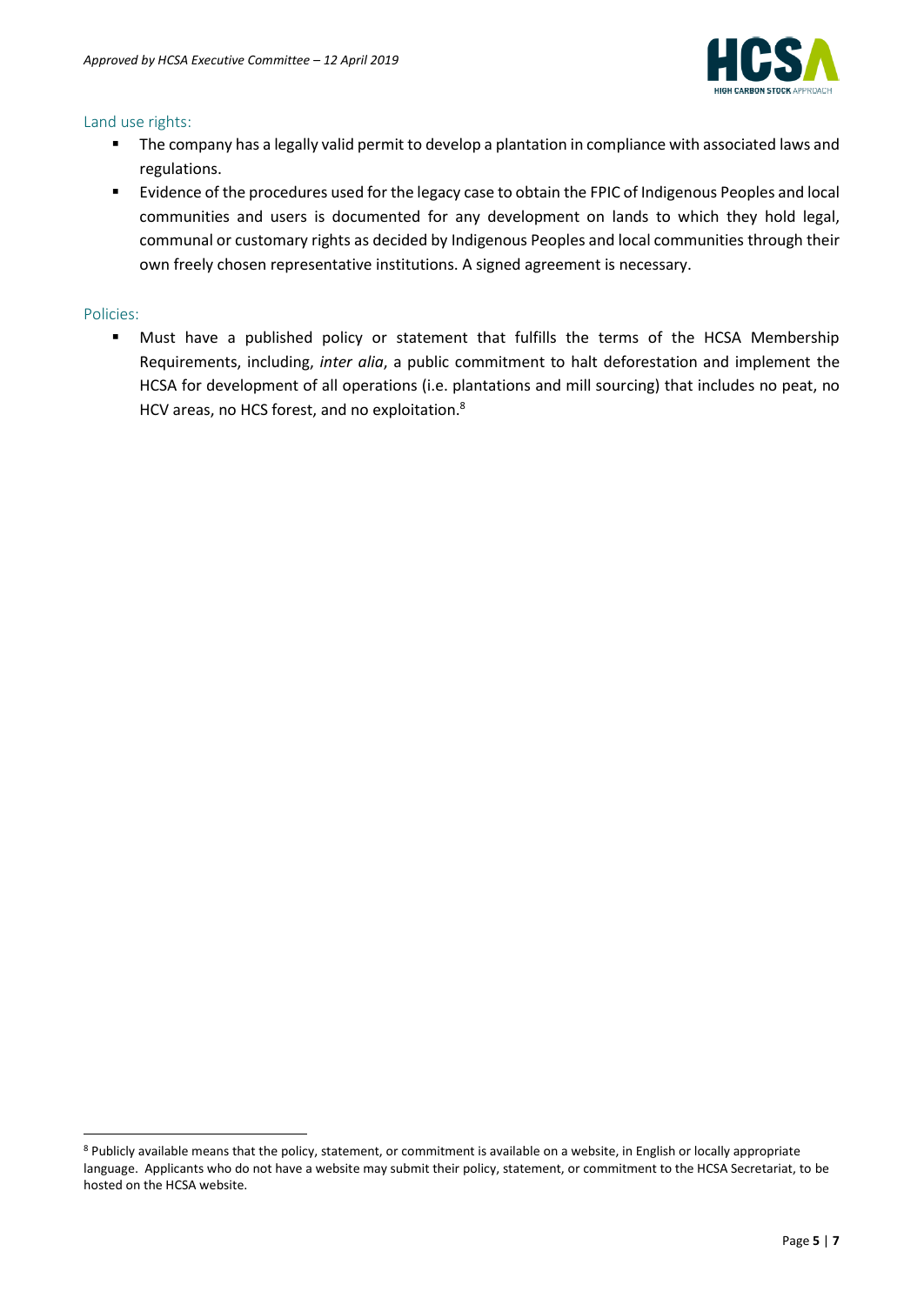### Land use rights:

- The company has a legally valid permit to develop a plantation in compliance with associated laws and regulations.
- Evidence of the procedures used for the legacy case to obtain the FPIC of Indigenous Peoples and local communities and users is documented for any development on lands to which they hold legal, communal or customary rights as decided by Indigenous Peoples and local communities through their own freely chosen representative institutions. A signed agreement is necessary.

### Policies:

- Must have a published policy or statement that fulfills the terms of the HCSA Membership Requirements, including, *inter alia*, a public commitment to halt deforestation and implement the HCSA for development of all operations (i.e. plantations and mill sourcing) that includes no peat, no HCV areas, no HCS forest, and no exploitation.[8]

---

[8] Publicly available means that the policy, statement, or commitment is available on a website, in English or locally appropriate language. Applicants who do not have a website may submit their policy, statement, or commitment to the HCSA Secretariat, to be hosted on the HCSA website.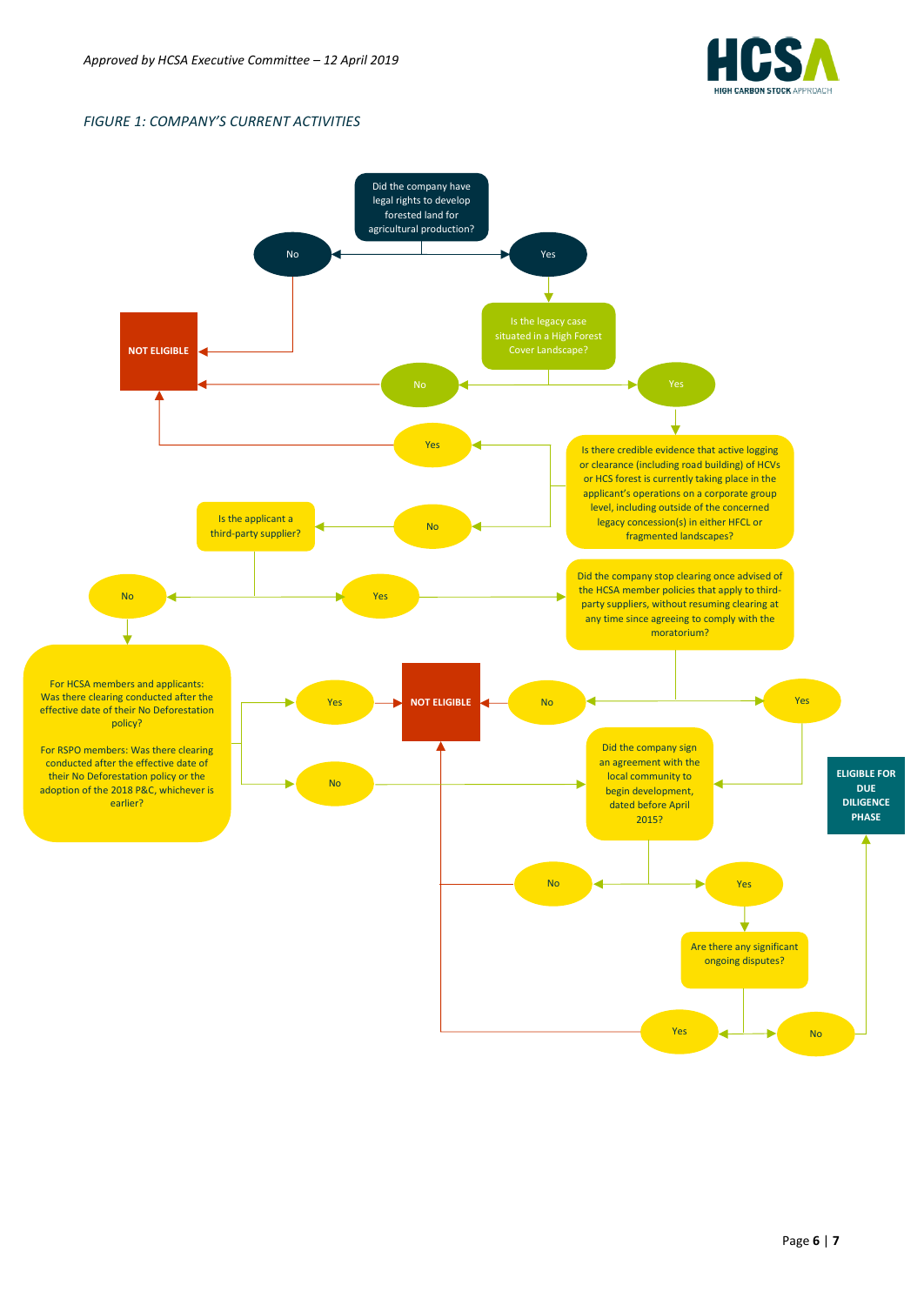*FIGURE 1: COMPANY'S CURRENT ACTIVITIES*

Did the company have legal rights to develop forested land for agricultural production?

No

Yes

NOT ELIGIBLE

Is the legacy case situated in a High Forest Cover Landscape?

No

Yes

Yes

Is there credible evidence that active logging or clearance (including road building) of HCVs or HCS forest is currently taking place in the applicant's operations on a corporate group level, including outside of the concerned legacy concession(s) in either HFCL or fragmented landscapes?

Is the applicant a third-party supplier?

No

No

Yes

Did the company stop clearing once advised of the HCSA member policies that apply to third-party suppliers, without resuming clearing at any time since agreeing to comply with the moratorium?

For HCSA members and applicants: Was there clearing conducted after the effective date of their No Deforestation policy?

For RSPO members: Was there clearing conducted after the effective date of their No Deforestation policy or the adoption of the 2018 P&C, whichever is earlier?

Yes

NOT ELIGIBLE

No

Yes

No

Did the company sign an agreement with the local community to begin development, dated before April 2015?

ELIGIBLE FOR DUE DILIGENCE PHASE

No

Yes

Are there any significant ongoing disputes?

Yes

No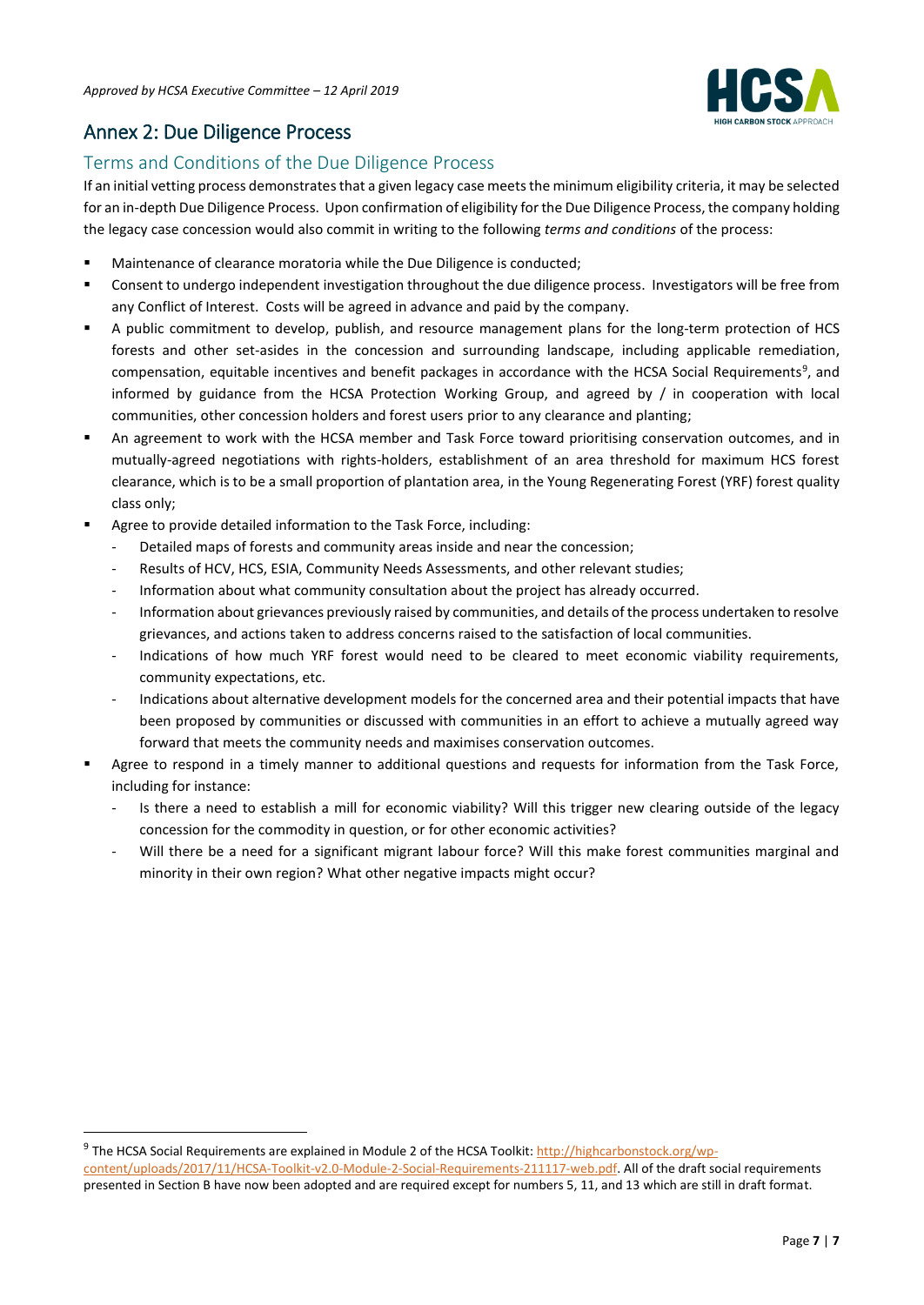*Approved by HCSA Executive Committee – 12 April 2019*

## Annex 2: Due Diligence Process

### Terms and Conditions of the Due Diligence Process

If an initial vetting process demonstrates that a given legacy case meets the minimum eligibility criteria, it may be selected for an in-depth Due Diligence Process. Upon confirmation of eligibility for the Due Diligence Process, the company holding the legacy case concession would also commit in writing to the following *terms and conditions* of the process:

- Maintenance of clearance moratoria while the Due Diligence is conducted;
- Consent to undergo independent investigation throughout the due diligence process. Investigators will be free from any Conflict of Interest. Costs will be agreed in advance and paid by the company.
- A public commitment to develop, publish, and resource management plans for the long-term protection of HCS forests and other set-asides in the concession and surrounding landscape, including applicable remediation, compensation, equitable incentives and benefit packages in accordance with the HCSA Social Requirements[9], and informed by guidance from the HCSA Protection Working Group, and agreed by / in cooperation with local communities, other concession holders and forest users prior to any clearance and planting;
- An agreement to work with the HCSA member and Task Force toward prioritising conservation outcomes, and in mutually-agreed negotiations with rights-holders, establishment of an area threshold for maximum HCS forest clearance, which is to be a small proportion of plantation area, in the Young Regenerating Forest (YRF) forest quality class only;
- Agree to provide detailed information to the Task Force, including:
  - Detailed maps of forests and community areas inside and near the concession;
  - Results of HCV, HCS, ESIA, Community Needs Assessments, and other relevant studies;
  - Information about what community consultation about the project has already occurred.
  - Information about grievances previously raised by communities, and details of the process undertaken to resolve grievances, and actions taken to address concerns raised to the satisfaction of local communities.
  - Indications of how much YRF forest would need to be cleared to meet economic viability requirements, community expectations, etc.
  - Indications about alternative development models for the concerned area and their potential impacts that have been proposed by communities or discussed with communities in an effort to achieve a mutually agreed way forward that meets the community needs and maximises conservation outcomes.
- Agree to respond in a timely manner to additional questions and requests for information from the Task Force, including for instance:
  - Is there a need to establish a mill for economic viability? Will this trigger new clearing outside of the legacy concession for the commodity in question, or for other economic activities?
  - Will there be a need for a significant migrant labour force? Will this make forest communities marginal and minority in their own region? What other negative impacts might occur?

---

[9] The HCSA Social Requirements are explained in Module 2 of the HCSA Toolkit: http://highcarbonstock.org/wp-content/uploads/2017/11/HCSA-Toolkit-v2.0-Module-2-Social-Requirements-211117-web.pdf. All of the draft social requirements presented in Section B have now been adopted and are required except for numbers 5, 11, and 13 which are still in draft format.